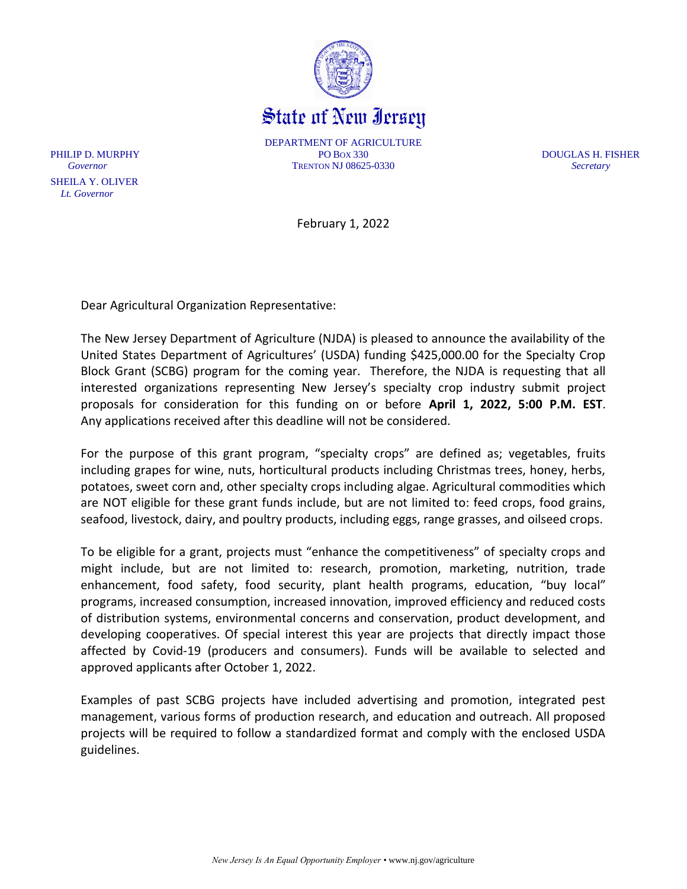# State of New Jersey

DEPARTMENT OF AGRICULTURE
PO BOX 330
TRENTON NJ 08625-0330

PHILIP D. MURPHY
*Governor*

SHEILA Y. OLIVER
*Lt. Governor*

DOUGLAS H. FISHER
*Secretary*

February 1, 2022

Dear Agricultural Organization Representative:

The New Jersey Department of Agriculture (NJDA) is pleased to announce the availability of the United States Department of Agricultures' (USDA) funding $425,000.00 for the Specialty Crop Block Grant (SCBG) program for the coming year. Therefore, the NJDA is requesting that all interested organizations representing New Jersey's specialty crop industry submit project proposals for consideration for this funding on or before **April 1, 2022, 5:00 P.M. EST**. Any applications received after this deadline will not be considered.

For the purpose of this grant program, "specialty crops" are defined as; vegetables, fruits including grapes for wine, nuts, horticultural products including Christmas trees, honey, herbs, potatoes, sweet corn and, other specialty crops including algae. Agricultural commodities which are NOT eligible for these grant funds include, but are not limited to: feed crops, food grains, seafood, livestock, dairy, and poultry products, including eggs, range grasses, and oilseed crops.

To be eligible for a grant, projects must "enhance the competitiveness" of specialty crops and might include, but are not limited to: research, promotion, marketing, nutrition, trade enhancement, food safety, food security, plant health programs, education, "buy local" programs, increased consumption, increased innovation, improved efficiency and reduced costs of distribution systems, environmental concerns and conservation, product development, and developing cooperatives. Of special interest this year are projects that directly impact those affected by Covid-19 (producers and consumers). Funds will be available to selected and approved applicants after October 1, 2022.

Examples of past SCBG projects have included advertising and promotion, integrated pest management, various forms of production research, and education and outreach. All proposed projects will be required to follow a standardized format and comply with the enclosed USDA guidelines.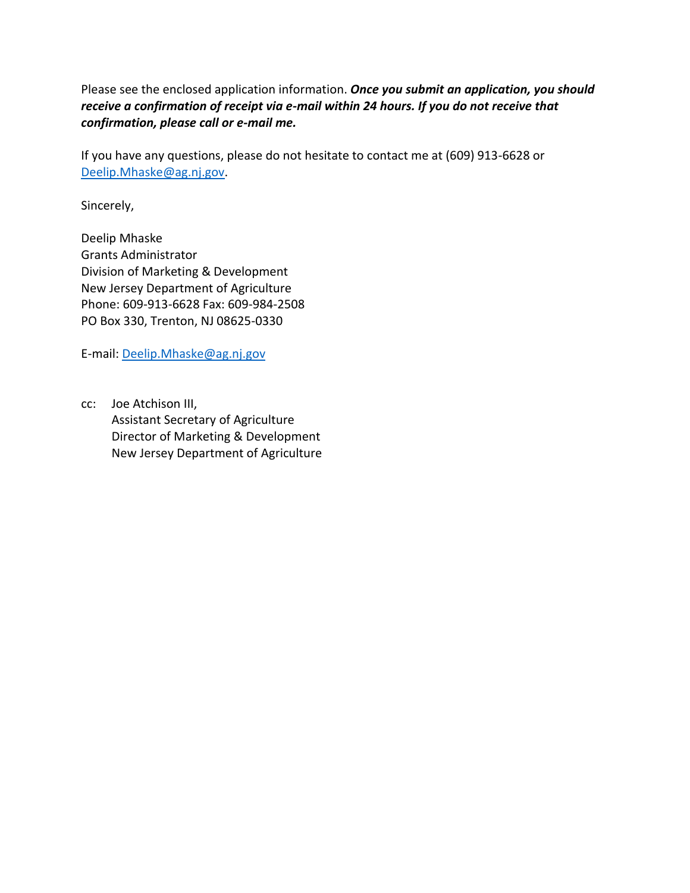Please see the enclosed application information. ***Once you submit an application, you should receive a confirmation of receipt via e-mail within 24 hours. If you do not receive that confirmation, please call or e-mail me.***

If you have any questions, please do not hesitate to contact me at (609) 913-6628 or [Deelip.Mhaske@ag.nj.gov](mailto:Deelip.Mhaske@ag.nj.gov).

Sincerely,

Deelip Mhaske
Grants Administrator
Division of Marketing & Development
New Jersey Department of Agriculture
Phone: 609-913-6628 Fax: 609-984-2508
PO Box 330, Trenton, NJ 08625-0330

E-mail: [Deelip.Mhaske@ag.nj.gov](mailto:Deelip.Mhaske@ag.nj.gov)

cc: Joe Atchison III,
Assistant Secretary of Agriculture
Director of Marketing & Development
New Jersey Department of Agriculture